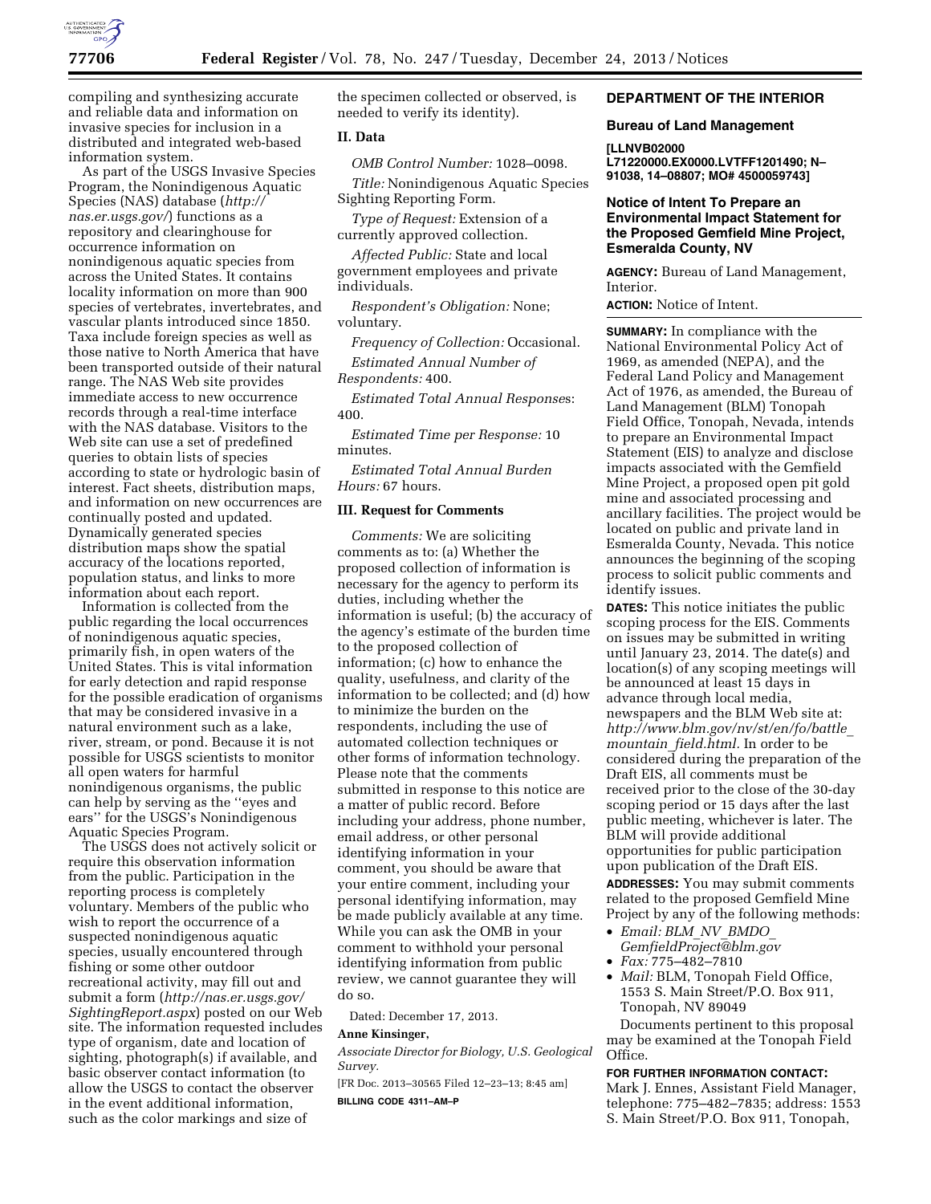compiling and synthesizing accurate and reliable data and information on invasive species for inclusion in a distributed and integrated web-based information system.

As part of the USGS Invasive Species Program, the Nonindigenous Aquatic Species (NAS) database (*http://nas.er.usgs.gov/*) functions as a repository and clearinghouse for occurrence information on nonindigenous aquatic species from across the United States. It contains locality information on more than 900 species of vertebrates, invertebrates, and vascular plants introduced since 1850. Taxa include foreign species as well as those native to North America that have been transported outside of their natural range. The NAS Web site provides immediate access to new occurrence records through a real-time interface with the NAS database. Visitors to the Web site can use a set of predefined queries to obtain lists of species according to state or hydrologic basin of interest. Fact sheets, distribution maps, and information on new occurrences are continually posted and updated. Dynamically generated species distribution maps show the spatial accuracy of the locations reported, population status, and links to more information about each report.

Information is collected from the public regarding the local occurrences of nonindigenous aquatic species, primarily fish, in open waters of the United States. This is vital information for early detection and rapid response for the possible eradication of organisms that may be considered invasive in a natural environment such as a lake, river, stream, or pond. Because it is not possible for USGS scientists to monitor all open waters for harmful nonindigenous organisms, the public can help by serving as the ''eyes and ears'' for the USGS's Nonindigenous Aquatic Species Program.

The USGS does not actively solicit or require this observation information from the public. Participation in the reporting process is completely voluntary. Members of the public who wish to report the occurrence of a suspected nonindigenous aquatic species, usually encountered through fishing or some other outdoor recreational activity, may fill out and submit a form (*http://nas.er.usgs.gov/SightingReport.aspx*) posted on our Web site. The information requested includes type of organism, date and location of sighting, photograph(s) if available, and basic observer contact information (to allow the USGS to contact the observer in the event additional information, such as the color markings and size of the specimen collected or observed, is needed to verify its identity).

## II. Data

*OMB Control Number:* 1028–0098.

*Title:* Nonindigenous Aquatic Species Sighting Reporting Form.

*Type of Request:* Extension of a currently approved collection.

*Affected Public:* State and local government employees and private individuals.

*Respondent's Obligation:* None; voluntary.

*Frequency of Collection:* Occasional.

*Estimated Annual Number of Respondents:* 400.

*Estimated Total Annual Responses*: 400.

*Estimated Time per Response:* 10 minutes.

*Estimated Total Annual Burden Hours:* 67 hours.

## III. Request for Comments

*Comments:* We are soliciting comments as to: (a) Whether the proposed collection of information is necessary for the agency to perform its duties, including whether the information is useful; (b) the accuracy of the agency's estimate of the burden time to the proposed collection of information; (c) how to enhance the quality, usefulness, and clarity of the information to be collected; and (d) how to minimize the burden on the respondents, including the use of automated collection techniques or other forms of information technology. Please note that the comments submitted in response to this notice are a matter of public record. Before including your address, phone number, email address, or other personal identifying information in your comment, you should be aware that your entire comment, including your personal identifying information, may be made publicly available at any time. While you can ask the OMB in your comment to withhold your personal identifying information from public review, we cannot guarantee they will do so.

Dated: December 17, 2013.

**Anne Kinsinger,**

*Associate Director for Biology, U.S. Geological Survey.*

[FR Doc. 2013–30565 Filed 12–23–13; 8:45 am]

**BILLING CODE 4311–AM–P**

## DEPARTMENT OF THE INTERIOR

### Bureau of Land Management

**[LLNVB02000 L71220000.EX0000.LVTFF1201490; N–91038, 14–08807; MO# 4500059743]**

### Notice of Intent To Prepare an Environmental Impact Statement for the Proposed Gemfield Mine Project, Esmeralda County, NV

**AGENCY:** Bureau of Land Management, Interior.

**ACTION:** Notice of Intent.

**SUMMARY:** In compliance with the National Environmental Policy Act of 1969, as amended (NEPA), and the Federal Land Policy and Management Act of 1976, as amended, the Bureau of Land Management (BLM) Tonopah Field Office, Tonopah, Nevada, intends to prepare an Environmental Impact Statement (EIS) to analyze and disclose impacts associated with the Gemfield Mine Project, a proposed open pit gold mine and associated processing and ancillary facilities. The project would be located on public and private land in Esmeralda County, Nevada. This notice announces the beginning of the scoping process to solicit public comments and identify issues.

**DATES:** This notice initiates the public scoping process for the EIS. Comments on issues may be submitted in writing until January 23, 2014. The date(s) and location(s) of any scoping meetings will be announced at least 15 days in advance through local media, newspapers and the BLM Web site at: *http://www.blm.gov/nv/st/en/fo/battle_mountain_field.html.* In order to be considered during the preparation of the Draft EIS, all comments must be received prior to the close of the 30-day scoping period or 15 days after the last public meeting, whichever is later. The BLM will provide additional opportunities for public participation upon publication of the Draft EIS.

**ADDRESSES:** You may submit comments related to the proposed Gemfield Mine Project by any of the following methods:

- *Email: BLM_NV_BMDO_GemfieldProject@blm.gov*
- *Fax:* 775–482–7810
- *Mail:* BLM, Tonopah Field Office, 1553 S. Main Street/P.O. Box 911, Tonopah, NV 89049

Documents pertinent to this proposal may be examined at the Tonopah Field Office.

**FOR FURTHER INFORMATION CONTACT:** Mark J. Ennes, Assistant Field Manager, telephone: 775–482–7835; address: 1553 S. Main Street/P.O. Box 911, Tonopah,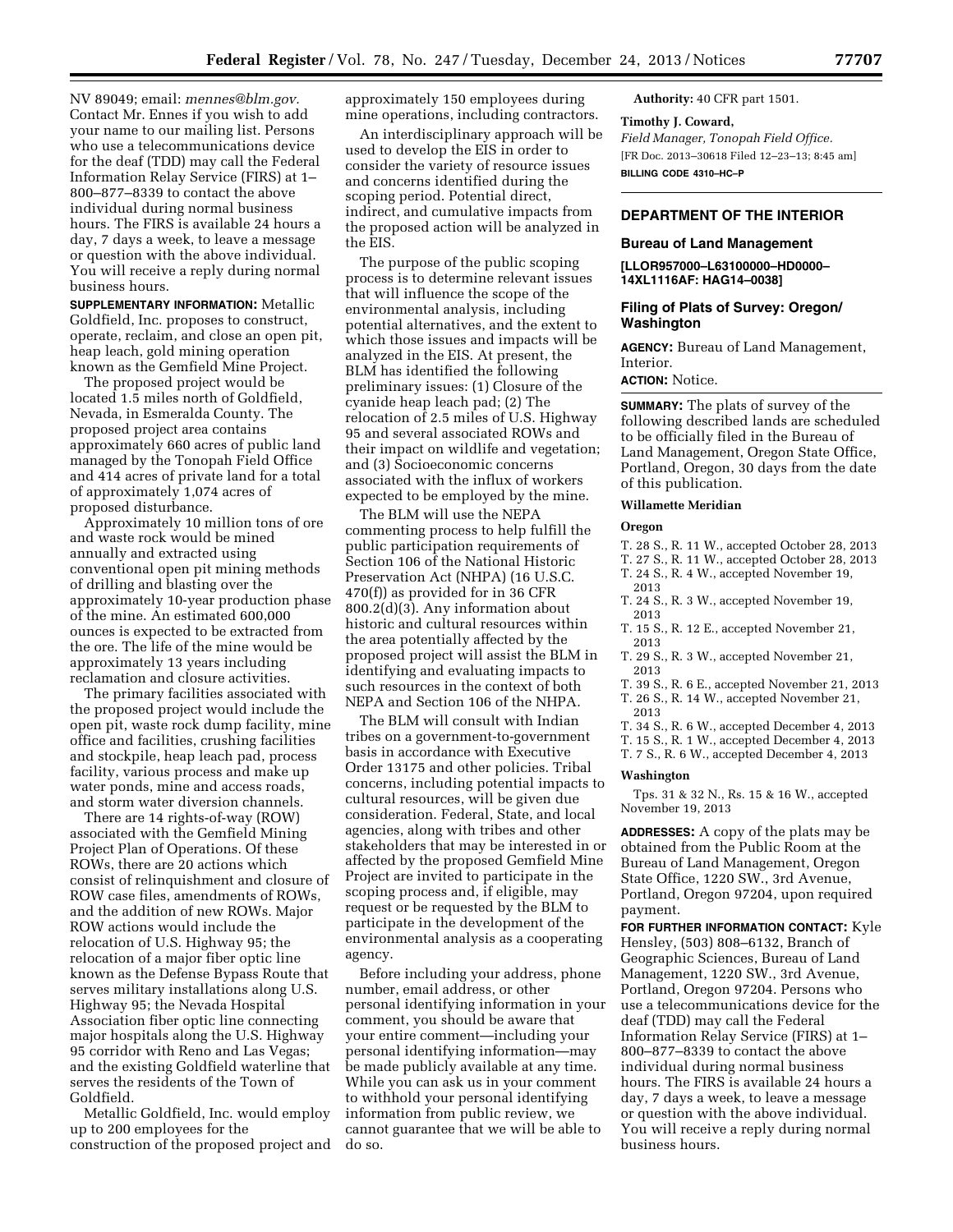NV 89049; email: *mennes@blm.gov.* Contact Mr. Ennes if you wish to add your name to our mailing list. Persons who use a telecommunications device for the deaf (TDD) may call the Federal Information Relay Service (FIRS) at 1–800–877–8339 to contact the above individual during normal business hours. The FIRS is available 24 hours a day, 7 days a week, to leave a message or question with the above individual. You will receive a reply during normal business hours.

**SUPPLEMENTARY INFORMATION:** Metallic Goldfield, Inc. proposes to construct, operate, reclaim, and close an open pit, heap leach, gold mining operation known as the Gemfield Mine Project.

The proposed project would be located 1.5 miles north of Goldfield, Nevada, in Esmeralda County. The proposed project area contains approximately 660 acres of public land managed by the Tonopah Field Office and 414 acres of private land for a total of approximately 1,074 acres of proposed disturbance.

Approximately 10 million tons of ore and waste rock would be mined annually and extracted using conventional open pit mining methods of drilling and blasting over the approximately 10-year production phase of the mine. An estimated 600,000 ounces is expected to be extracted from the ore. The life of the mine would be approximately 13 years including reclamation and closure activities.

The primary facilities associated with the proposed project would include the open pit, waste rock dump facility, mine office and facilities, crushing facilities and stockpile, heap leach pad, process facility, various process and make up water ponds, mine and access roads, and storm water diversion channels.

There are 14 rights-of-way (ROW) associated with the Gemfield Mining Project Plan of Operations. Of these ROWs, there are 20 actions which consist of relinquishment and closure of ROW case files, amendments of ROWs, and the addition of new ROWs. Major ROW actions would include the relocation of U.S. Highway 95; the relocation of a major fiber optic line known as the Defense Bypass Route that serves military installations along U.S. Highway 95; the Nevada Hospital Association fiber optic line connecting major hospitals along the U.S. Highway 95 corridor with Reno and Las Vegas; and the existing Goldfield waterline that serves the residents of the Town of Goldfield.

Metallic Goldfield, Inc. would employ up to 200 employees for the construction of the proposed project and approximately 150 employees during mine operations, including contractors.

An interdisciplinary approach will be used to develop the EIS in order to consider the variety of resource issues and concerns identified during the scoping period. Potential direct, indirect, and cumulative impacts from the proposed action will be analyzed in the EIS.

The purpose of the public scoping process is to determine relevant issues that will influence the scope of the environmental analysis, including potential alternatives, and the extent to which those issues and impacts will be analyzed in the EIS. At present, the BLM has identified the following preliminary issues: (1) Closure of the cyanide heap leach pad; (2) The relocation of 2.5 miles of U.S. Highway 95 and several associated ROWs and their impact on wildlife and vegetation; and (3) Socioeconomic concerns associated with the influx of workers expected to be employed by the mine.

The BLM will use the NEPA commenting process to help fulfill the public participation requirements of Section 106 of the National Historic Preservation Act (NHPA) (16 U.S.C. 470(f)) as provided for in 36 CFR 800.2(d)(3). Any information about historic and cultural resources within the area potentially affected by the proposed project will assist the BLM in identifying and evaluating impacts to such resources in the context of both NEPA and Section 106 of the NHPA.

The BLM will consult with Indian tribes on a government-to-government basis in accordance with Executive Order 13175 and other policies. Tribal concerns, including potential impacts to cultural resources, will be given due consideration. Federal, State, and local agencies, along with tribes and other stakeholders that may be interested in or affected by the proposed Gemfield Mine Project are invited to participate in the scoping process and, if eligible, may request or be requested by the BLM to participate in the development of the environmental analysis as a cooperating agency.

Before including your address, phone number, email address, or other personal identifying information in your comment, you should be aware that your entire comment—including your personal identifying information—may be made publicly available at any time. While you can ask us in your comment to withhold your personal identifying information from public review, we cannot guarantee that we will be able to do so.

**Authority:** 40 CFR part 1501.

**Timothy J. Coward,**

*Field Manager, Tonopah Field Office.*

[FR Doc. 2013–30618 Filed 12–23–13; 8:45 am]

**BILLING CODE 4310–HC–P**

## DEPARTMENT OF THE INTERIOR

### Bureau of Land Management

**[LLOR957000–L63100000–HD0000–14XL1116AF: HAG14–0038]**

### Filing of Plats of Survey: Oregon/Washington

**AGENCY:** Bureau of Land Management, Interior.

**ACTION:** Notice.

**SUMMARY:** The plats of survey of the following described lands are scheduled to be officially filed in the Bureau of Land Management, Oregon State Office, Portland, Oregon, 30 days from the date of this publication.

**Willamette Meridian**

**Oregon**

- T. 28 S., R. 11 W., accepted October 28, 2013
- T. 27 S., R. 11 W., accepted October 28, 2013
- T. 24 S., R. 4 W., accepted November 19, 2013
- T. 24 S., R. 3 W., accepted November 19, 2013
- T. 15 S., R. 12 E., accepted November 21, 2013
- T. 29 S., R. 3 W., accepted November 21, 2013
- T. 39 S., R. 6 E., accepted November 21, 2013
- T. 26 S., R. 14 W., accepted November 21, 2013
- T. 34 S., R. 6 W., accepted December 4, 2013
- T. 15 S., R. 1 W., accepted December 4, 2013
- T. 7 S., R. 6 W., accepted December 4, 2013

**Washington**

Tps. 31 & 32 N., Rs. 15 & 16 W., accepted November 19, 2013

**ADDRESSES:** A copy of the plats may be obtained from the Public Room at the Bureau of Land Management, Oregon State Office, 1220 SW., 3rd Avenue, Portland, Oregon 97204, upon required payment.

**FOR FURTHER INFORMATION CONTACT:** Kyle Hensley, (503) 808–6132, Branch of Geographic Sciences, Bureau of Land Management, 1220 SW., 3rd Avenue, Portland, Oregon 97204. Persons who use a telecommunications device for the deaf (TDD) may call the Federal Information Relay Service (FIRS) at 1–800–877–8339 to contact the above individual during normal business hours. The FIRS is available 24 hours a day, 7 days a week, to leave a message or question with the above individual. You will receive a reply during normal business hours.